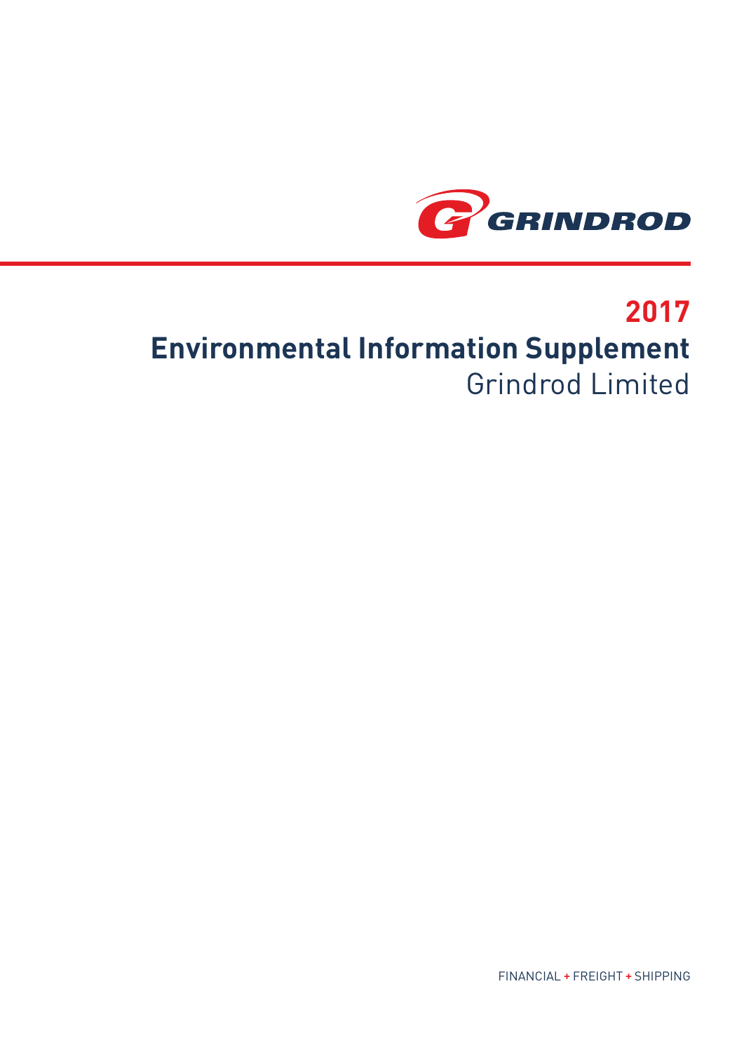GRINDROD

# 2017

# Environmental Information Supplement

Grindrod Limited

FINANCIAL + FREIGHT + SHIPPING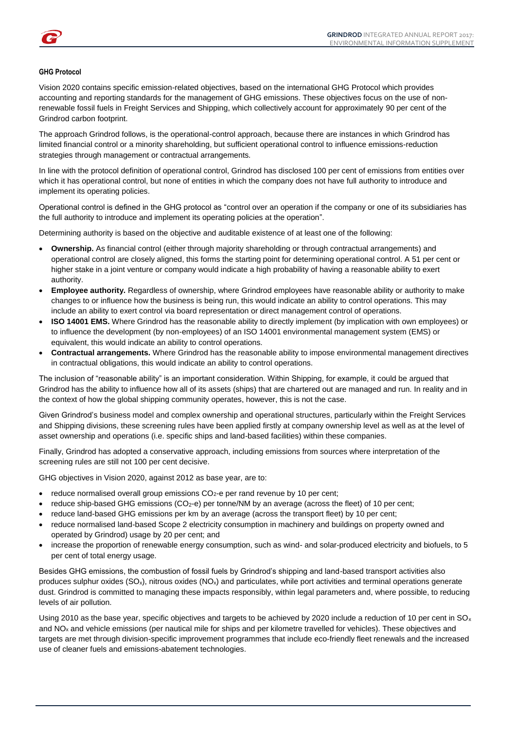**GHG Protocol**

Vision 2020 contains specific emission-related objectives, based on the international GHG Protocol which provides accounting and reporting standards for the management of GHG emissions. These objectives focus on the use of non-renewable fossil fuels in Freight Services and Shipping, which collectively account for approximately 90 per cent of the Grindrod carbon footprint.

The approach Grindrod follows, is the operational-control approach, because there are instances in which Grindrod has limited financial control or a minority shareholding, but sufficient operational control to influence emissions-reduction strategies through management or contractual arrangements.

In line with the protocol definition of operational control, Grindrod has disclosed 100 per cent of emissions from entities over which it has operational control, but none of entities in which the company does not have full authority to introduce and implement its operating policies.

Operational control is defined in the GHG protocol as "control over an operation if the company or one of its subsidiaries has the full authority to introduce and implement its operating policies at the operation".

Determining authority is based on the objective and auditable existence of at least one of the following:

- **Ownership.** As financial control (either through majority shareholding or through contractual arrangements) and operational control are closely aligned, this forms the starting point for determining operational control. A 51 per cent or higher stake in a joint venture or company would indicate a high probability of having a reasonable ability to exert authority.
- **Employee authority.** Regardless of ownership, where Grindrod employees have reasonable ability or authority to make changes to or influence how the business is being run, this would indicate an ability to control operations. This may include an ability to exert control via board representation or direct management control of operations.
- **ISO 14001 EMS.** Where Grindrod has the reasonable ability to directly implement (by implication with own employees) or to influence the development (by non-employees) of an ISO 14001 environmental management system (EMS) or equivalent, this would indicate an ability to control operations.
- **Contractual arrangements.** Where Grindrod has the reasonable ability to impose environmental management directives in contractual obligations, this would indicate an ability to control operations.

The inclusion of "reasonable ability" is an important consideration. Within Shipping, for example, it could be argued that Grindrod has the ability to influence how all of its assets (ships) that are chartered out are managed and run. In reality and in the context of how the global shipping community operates, however, this is not the case.

Given Grindrod's business model and complex ownership and operational structures, particularly within the Freight Services and Shipping divisions, these screening rules have been applied firstly at company ownership level as well as at the level of asset ownership and operations (i.e. specific ships and land-based facilities) within these companies.

Finally, Grindrod has adopted a conservative approach, including emissions from sources where interpretation of the screening rules are still not 100 per cent decisive.

GHG objectives in Vision 2020, against 2012 as base year, are to:

- reduce normalised overall group emissions $CO_2$-e per rand revenue by 10 per cent;
- reduce ship-based GHG emissions ($CO_2$-e) per tonne/NM by an average (across the fleet) of 10 per cent;
- reduce land-based GHG emissions per km by an average (across the transport fleet) by 10 per cent;
- reduce normalised land-based Scope 2 electricity consumption in machinery and buildings on property owned and operated by Grindrod) usage by 20 per cent; and
- increase the proportion of renewable energy consumption, such as wind- and solar-produced electricity and biofuels, to 5 per cent of total energy usage.

Besides GHG emissions, the combustion of fossil fuels by Grindrod's shipping and land-based transport activities also produces sulphur oxides ($SO_x$), nitrous oxides ($NO_x$) and particulates, while port activities and terminal operations generate dust. Grindrod is committed to managing these impacts responsibly, within legal parameters and, where possible, to reducing levels of air pollution.

Using 2010 as the base year, specific objectives and targets to be achieved by 2020 include a reduction of 10 per cent in $SO_x$ and $NO_x$ and vehicle emissions (per nautical mile for ships and per kilometre travelled for vehicles). These objectives and targets are met through division-specific improvement programmes that include eco-friendly fleet renewals and the increased use of cleaner fuels and emissions-abatement technologies.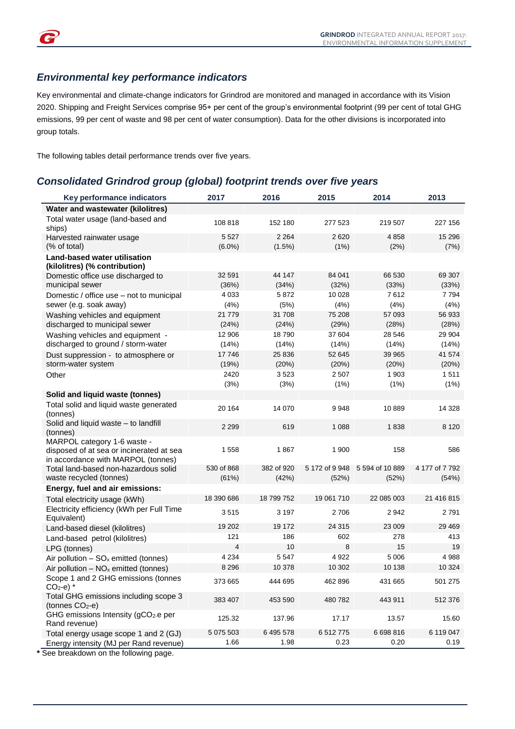## *Environmental key performance indicators*

Key environmental and climate-change indicators for Grindrod are monitored and managed in accordance with its Vision 2020. Shipping and Freight Services comprise 95+ per cent of the group's environmental footprint (99 per cent of total GHG emissions, 99 per cent of waste and 98 per cent of water consumption). Data for the other divisions is incorporated into group totals.

The following tables detail performance trends over five years.

## *Consolidated Grindrod group (global) footprint trends over five years*

| Key performance indicators | 2017 | 2016 | 2015 | 2014 | 2013 |
|---|---|---|---|---|---|
| **Water and wastewater (kilolitres)** | | | | | |
| Total water usage (land-based and ships) | 108 818 | 152 180 | 277 523 | 219 507 | 227 156 |
| Harvested rainwater usage (% of total) | 5 527 (6.0%) | 2 264 (1.5%) | 2 620 (1%) | 4 858 (2%) | 15 296 (7%) |
| **Land-based water utilisation (kilolitres) (% contribution)** | | | | | |
| Domestic office use discharged to municipal sewer | 32 591 (36%) | 44 147 (34%) | 84 041 (32%) | 66 530 (33%) | 69 307 (33%) |
| Domestic / office use – not to municipal sewer (e.g. soak away) | 4 033 (4%) | 5 872 (5%) | 10 028 (4%) | 7 612 (4%) | 7 794 (4%) |
| Washing vehicles and equipment discharged to municipal sewer | 21 779 (24%) | 31 708 (24%) | 75 208 (29%) | 57 093 (28%) | 56 933 (28%) |
| Washing vehicles and equipment - discharged to ground / storm-water | 12 906 (14%) | 18 790 (14%) | 37 604 (14%) | 28 546 (14%) | 29 904 (14%) |
| Dust suppression - to atmosphere or storm-water system | 17 746 (19%) | 25 836 (20%) | 52 645 (20%) | 39 965 (20%) | 41 574 (20%) |
| Other | 2420 (3%) | 3 523 (3%) | 2 507 (1%) | 1 903 (1%) | 1 511 (1%) |
| **Solid and liquid waste (tonnes)** | | | | | |
| Total solid and liquid waste generated (tonnes) | 20 164 | 14 070 | 9 948 | 10 889 | 14 328 |
| Solid and liquid waste – to landfill (tonnes) | 2 299 | 619 | 1 088 | 1 838 | 8 120 |
| MARPOL category 1-6 waste - disposed of at sea or incinerated at sea in accordance with MARPOL (tonnes) | 1 558 | 1 867 | 1 900 | 158 | 586 |
| Total land-based non-hazardous solid waste recycled (tonnes) | 530 of 868 (61%) | 382 of 920 (42%) | 5 172 of 9 948 (52%) | 5 594 of 10 889 (52%) | 4 177 of 7 792 (54%) |
| **Energy, fuel and air emissions:** | | | | | |
| Total electricity usage (kWh) | 18 390 686 | 18 799 752 | 19 061 710 | 22 085 003 | 21 416 815 |
| Electricity efficiency (kWh per Full Time Equivalent) | 3 515 | 3 197 | 2 706 | 2 942 | 2 791 |
| Land-based diesel (kilolitres) | 19 202 | 19 172 | 24 315 | 23 009 | 29 469 |
| Land-based petrol (kilolitres) | 121 | 186 | 602 | 278 | 413 |
| LPG (tonnes) | 4 | 10 | 8 | 15 | 19 |
| Air pollution – $SO_x$ emitted (tonnes) | 4 234 | 5 547 | 4 922 | 5 006 | 4 988 |
| Air pollution – $NO_x$ emitted (tonnes) | 8 296 | 10 378 | 10 302 | 10 138 | 10 324 |
| Scope 1 and 2 GHG emissions (tonnes $CO_2$-e) * | 373 665 | 444 695 | 462 896 | 431 665 | 501 275 |
| Total GHG emissions including scope 3 (tonnes $CO_2$-e) | 383 407 | 453 590 | 480 782 | 443 911 | 512 376 |
| GHG emissions Intensity (g$CO_2$-e per Rand revenue) | 125.32 | 137.96 | 17.17 | 13.57 | 15.60 |
| Total energy usage scope 1 and 2 (GJ) | 5 075 503 | 6 495 578 | 6 512 775 | 6 698 816 | 6 119 047 |
| Energy intensity (MJ per Rand revenue) | 1.66 | 1.98 | 0.23 | 0.20 | 0.19 |

**\*** See breakdown on the following page.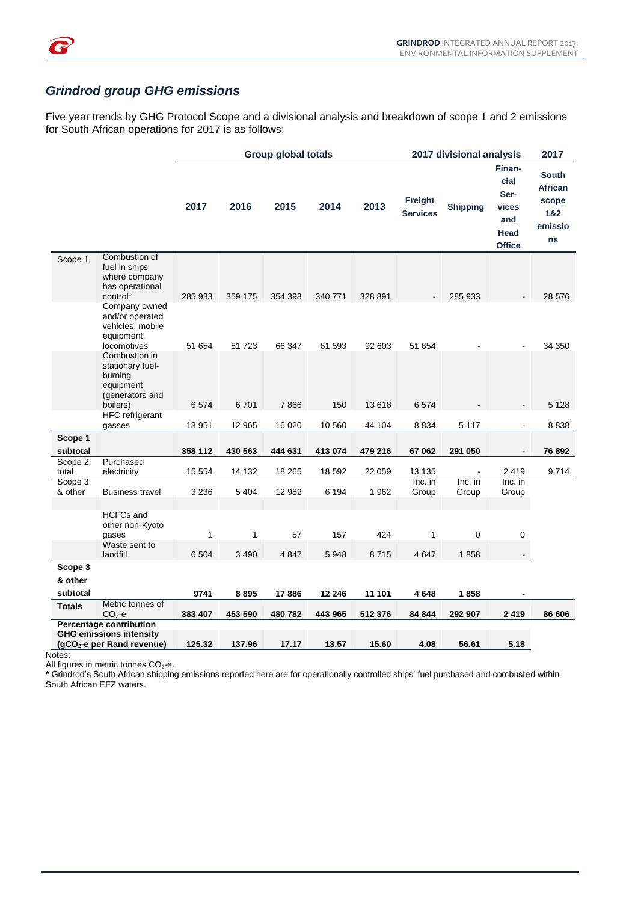## *Grindrod group GHG emissions*

Five year trends by GHG Protocol Scope and a divisional analysis and breakdown of scope 1 and 2 emissions for South African operations for 2017 is as follows:

| | | Group global totals | | | | | 2017 divisional analysis | | | 2017 |
|---|---|---|---|---|---|---|---|---|---|---|
| | | **2017** | **2016** | **2015** | **2014** | **2013** | **Freight Services** | **Shipping** | **Finan-cial Ser-vices and Head Office** | **South African scope 1&2 emissions** |
| Scope 1 | Combustion of fuel in ships where company has operational control* | 285 933 | 359 175 | 354 398 | 340 771 | 328 891 | - | 285 933 | - | 28 576 |
| | Company owned and/or operated vehicles, mobile equipment, locomotives | 51 654 | 51 723 | 66 347 | 61 593 | 92 603 | 51 654 | - | - | 34 350 |
| | Combustion in stationary fuel-burning equipment (generators and boilers) | 6 574 | 6 701 | 7 866 | 150 | 13 618 | 6 574 | - | - | 5 128 |
| | HFC refrigerant gasses | 13 951 | 12 965 | 16 020 | 10 560 | 44 104 | 8 834 | 5 117 | - | 8 838 |
| **Scope 1 subtotal** | | **358 112** | **430 563** | **444 631** | **413 074** | **479 216** | **67 062** | **291 050** | **-** | **76 892** |
| Scope 2 total | Purchased electricity | 15 554 | 14 132 | 18 265 | 18 592 | 22 059 | 13 135 | - | 2 419 | 9 714 |
| Scope 3 & other | Business travel | 3 236 | 5 404 | 12 982 | 6 194 | 1 962 | Inc. in Group | Inc. in Group | Inc. in Group | |
| | HCFCs and other non-Kyoto gases | 1 | 1 | 57 | 157 | 424 | 1 | 0 | 0 | |
| | Waste sent to landfill | 6 504 | 3 490 | 4 847 | 5 948 | 8 715 | 4 647 | 1 858 | - | |
| **Scope 3 & other subtotal** | | **9741** | **8 895** | **17 886** | **12 246** | **11 101** | **4 648** | **1 858** | **-** | |
| **Totals** | Metric tonnes of $CO_2$-e | **383 407** | **453 590** | **480 782** | **443 965** | **512 376** | **84 844** | **292 907** | **2 419** | **86 606** |
| **Percentage contribution GHG emissions intensity ($gCO_2$-e per Rand revenue)** | | **125.32** | **137.96** | **17.17** | **13.57** | **15.60** | **4.08** | **56.61** | **5.18** | |

Notes:

All figures in metric tonnes $CO_2$-e.

**\*** Grindrod's South African shipping emissions reported here are for operationally controlled ships' fuel purchased and combusted within South African EEZ waters.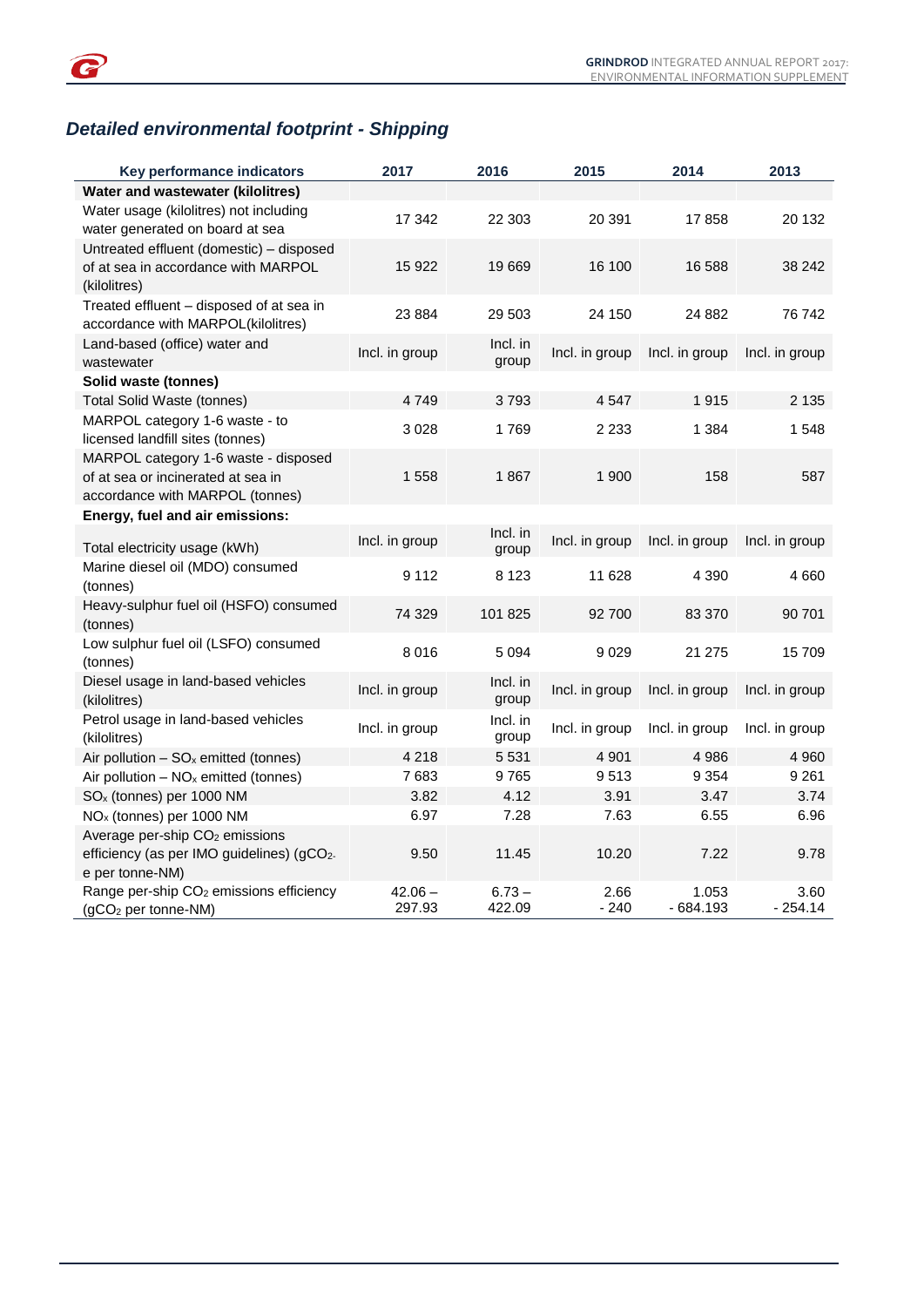## *Detailed environmental footprint - Shipping*

| Key performance indicators | 2017 | 2016 | 2015 | 2014 | 2013 |
|---|---|---|---|---|---|
| **Water and wastewater (kilolitres)** | | | | | |
| Water usage (kilolitres) not including water generated on board at sea | 17 342 | 22 303 | 20 391 | 17 858 | 20 132 |
| Untreated effluent (domestic) – disposed of at sea in accordance with MARPOL (kilolitres) | 15 922 | 19 669 | 16 100 | 16 588 | 38 242 |
| Treated effluent – disposed of at sea in accordance with MARPOL(kilolitres) | 23 884 | 29 503 | 24 150 | 24 882 | 76 742 |
| Land-based (office) water and wastewater | Incl. in group | Incl. in group | Incl. in group | Incl. in group | Incl. in group |
| **Solid waste (tonnes)** | | | | | |
| Total Solid Waste (tonnes) | 4 749 | 3 793 | 4 547 | 1 915 | 2 135 |
| MARPOL category 1-6 waste - to licensed landfill sites (tonnes) | 3 028 | 1 769 | 2 233 | 1 384 | 1 548 |
| MARPOL category 1-6 waste - disposed of at sea or incinerated at sea in accordance with MARPOL (tonnes) | 1 558 | 1 867 | 1 900 | 158 | 587 |
| **Energy, fuel and air emissions:** | | | | | |
| Total electricity usage (kWh) | Incl. in group | Incl. in group | Incl. in group | Incl. in group | Incl. in group |
| Marine diesel oil (MDO) consumed (tonnes) | 9 112 | 8 123 | 11 628 | 4 390 | 4 660 |
| Heavy-sulphur fuel oil (HSFO) consumed (tonnes) | 74 329 | 101 825 | 92 700 | 83 370 | 90 701 |
| Low sulphur fuel oil (LSFO) consumed (tonnes) | 8 016 | 5 094 | 9 029 | 21 275 | 15 709 |
| Diesel usage in land-based vehicles (kilolitres) | Incl. in group | Incl. in group | Incl. in group | Incl. in group | Incl. in group |
| Petrol usage in land-based vehicles (kilolitres) | Incl. in group | Incl. in group | Incl. in group | Incl. in group | Incl. in group |
| Air pollution – $SO_x$ emitted (tonnes) | 4 218 | 5 531 | 4 901 | 4 986 | 4 960 |
| Air pollution – $NO_x$ emitted (tonnes) | 7 683 | 9 765 | 9 513 | 9 354 | 9 261 |
| $SO_x$ (tonnes) per 1000 NM | 3.82 | 4.12 | 3.91 | 3.47 | 3.74 |
| $NO_x$ (tonnes) per 1000 NM | 6.97 | 7.28 | 7.63 | 6.55 | 6.96 |
| Average per-ship $CO_2$ emissions efficiency (as per IMO guidelines) ($gCO_{2}$-e per tonne-NM) | 9.50 | 11.45 | 10.20 | 7.22 | 9.78 |
| Range per-ship $CO_2$ emissions efficiency ($gCO_2$ per tonne-NM) | 42.06 – 297.93 | 6.73 – 422.09 | 2.66 - 240 | 1.053 - 684.193 | 3.60 - 254.14 |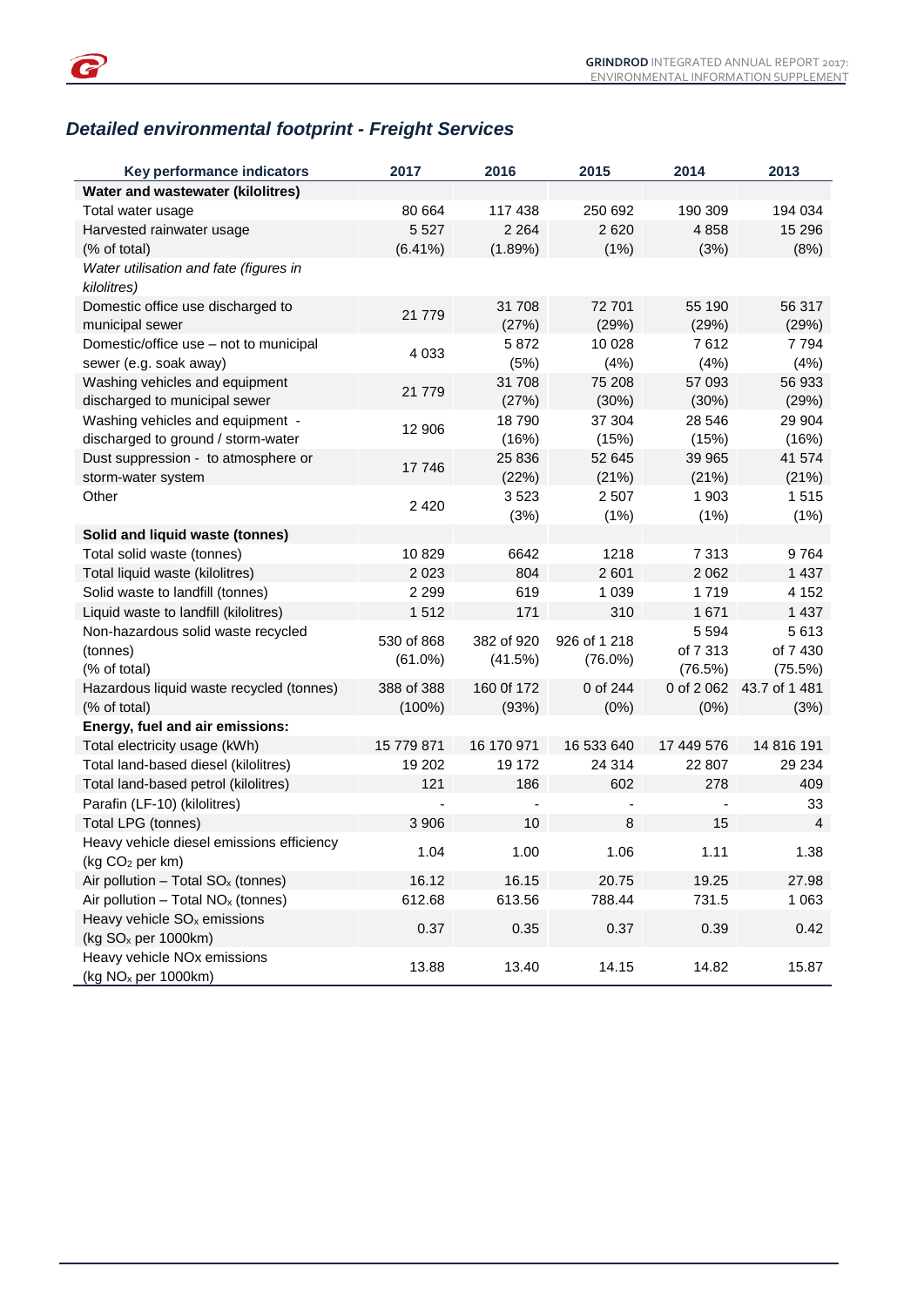## *Detailed environmental footprint - Freight Services*

| Key performance indicators | 2017 | 2016 | 2015 | 2014 | 2013 |
|---|---|---|---|---|---|
| **Water and wastewater (kilolitres)** | | | | | |
| Total water usage | 80 664 | 117 438 | 250 692 | 190 309 | 194 034 |
| Harvested rainwater usage | 5 527 | 2 264 | 2 620 | 4 858 | 15 296 |
| (% of total) | (6.41%) | (1.89%) | (1%) | (3%) | (8%) |
| *Water utilisation and fate (figures in kilolitres)* | | | | | |
| Domestic office use discharged to municipal sewer | 21 779 | 31 708 (27%) | 72 701 (29%) | 55 190 (29%) | 56 317 (29%) |
| Domestic/office use – not to municipal sewer (e.g. soak away) | 4 033 | 5 872 (5%) | 10 028 (4%) | 7 612 (4%) | 7 794 (4%) |
| Washing vehicles and equipment discharged to municipal sewer | 21 779 | 31 708 (27%) | 75 208 (30%) | 57 093 (30%) | 56 933 (29%) |
| Washing vehicles and equipment - discharged to ground / storm-water | 12 906 | 18 790 (16%) | 37 304 (15%) | 28 546 (15%) | 29 904 (16%) |
| Dust suppression - to atmosphere or storm-water system | 17 746 | 25 836 (22%) | 52 645 (21%) | 39 965 (21%) | 41 574 (21%) |
| Other | 2 420 | 3 523 (3%) | 2 507 (1%) | 1 903 (1%) | 1 515 (1%) |
| **Solid and liquid waste (tonnes)** | | | | | |
| Total solid waste (tonnes) | 10 829 | 6642 | 1218 | 7 313 | 9 764 |
| Total liquid waste (kilolitres) | 2 023 | 804 | 2 601 | 2 062 | 1 437 |
| Solid waste to landfill (tonnes) | 2 299 | 619 | 1 039 | 1 719 | 4 152 |
| Liquid waste to landfill (kilolitres) | 1 512 | 171 | 310 | 1 671 | 1 437 |
| Non-hazardous solid waste recycled (tonnes) (% of total) | 530 of 868 (61.0%) | 382 of 920 (41.5%) | 926 of 1 218 (76.0%) | 5 594 of 7 313 (76.5%) | 5 613 of 7 430 (75.5%) |
| Hazardous liquid waste recycled (tonnes) (% of total) | 388 of 388 (100%) | 160 0f 172 (93%) | 0 of 244 (0%) | 0 of 2 062 (0%) | 43.7 of 1 481 (3%) |
| **Energy, fuel and air emissions:** | | | | | |
| Total electricity usage (kWh) | 15 779 871 | 16 170 971 | 16 533 640 | 17 449 576 | 14 816 191 |
| Total land-based diesel (kilolitres) | 19 202 | 19 172 | 24 314 | 22 807 | 29 234 |
| Total land-based petrol (kilolitres) | 121 | 186 | 602 | 278 | 409 |
| Parafin (LF-10) (kilolitres) | - | - | - | - | 33 |
| Total LPG (tonnes) | 3 906 | 10 | 8 | 15 | 4 |
| Heavy vehicle diesel emissions efficiency (kg $CO_2$ per km) | 1.04 | 1.00 | 1.06 | 1.11 | 1.38 |
| Air pollution – Total $SO_x$ (tonnes) | 16.12 | 16.15 | 20.75 | 19.25 | 27.98 |
| Air pollution – Total $NO_x$ (tonnes) | 612.68 | 613.56 | 788.44 | 731.5 | 1 063 |
| Heavy vehicle $SO_x$ emissions (kg $SO_x$ per 1000km) | 0.37 | 0.35 | 0.37 | 0.39 | 0.42 |
| Heavy vehicle NOx emissions (kg $NO_x$ per 1000km) | 13.88 | 13.40 | 14.15 | 14.82 | 15.87 |